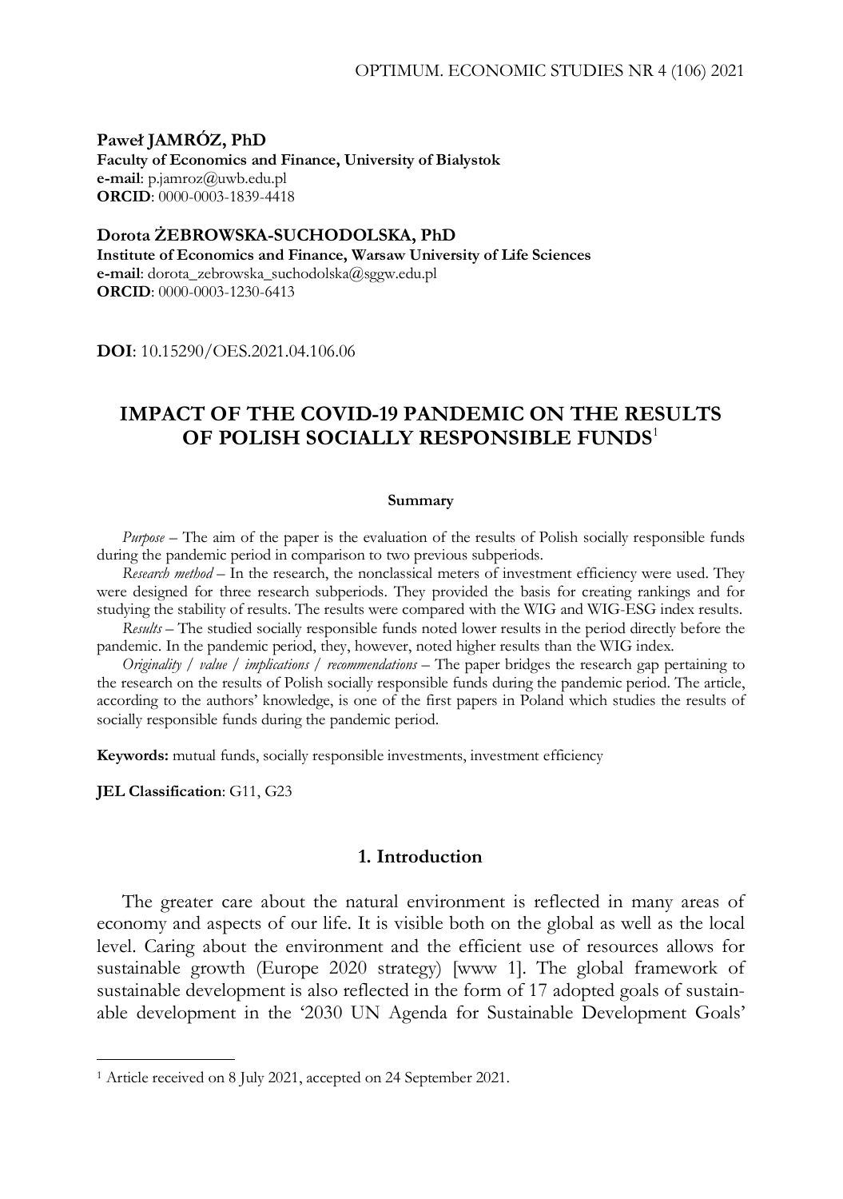**Paweł JAMRÓZ, PhD**
**Faculty of Economics and Finance, University of Bialystok**
**e-mail**: p.jamroz@uwb.edu.pl
**ORCID**: 0000-0003-1839-4418

**Dorota ŻEBROWSKA-SUCHODOLSKA, PhD**
**Institute of Economics and Finance, Warsaw University of Life Sciences**
**e-mail**: dorota_zebrowska_suchodolska@sggw.edu.pl
**ORCID**: 0000-0003-1230-6413

**DOI**: 10.15290/OES.2021.04.106.06

# IMPACT OF THE COVID-19 PANDEMIC ON THE RESULTS OF POLISH SOCIALLY RESPONSIBLE FUNDS[1]

**Summary**

*Purpose* – The aim of the paper is the evaluation of the results of Polish socially responsible funds during the pandemic period in comparison to two previous subperiods.

*Research method* – In the research, the nonclassical meters of investment efficiency were used. They were designed for three research subperiods. They provided the basis for creating rankings and for studying the stability of results. The results were compared with the WIG and WIG-ESG index results.

*Results* – The studied socially responsible funds noted lower results in the period directly before the pandemic. In the pandemic period, they, however, noted higher results than the WIG index.

*Originality / value / implications / recommendations* – The paper bridges the research gap pertaining to the research on the results of Polish socially responsible funds during the pandemic period. The article, according to the authors' knowledge, is one of the first papers in Poland which studies the results of socially responsible funds during the pandemic period.

**Keywords:** mutual funds, socially responsible investments, investment efficiency

**JEL Classification**: G11, G23

## 1. Introduction

The greater care about the natural environment is reflected in many areas of economy and aspects of our life. It is visible both on the global as well as the local level. Caring about the environment and the efficient use of resources allows for sustainable growth (Europe 2020 strategy) [www 1]. The global framework of sustainable development is also reflected in the form of 17 adopted goals of sustainable development in the '2030 UN Agenda for Sustainable Development Goals'

---

[1] Article received on 8 July 2021, accepted on 24 September 2021.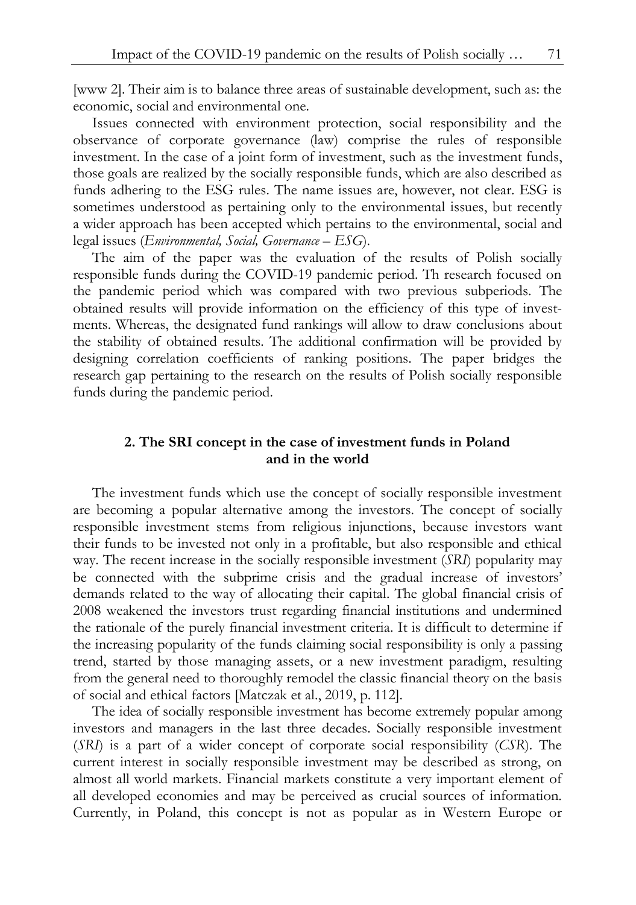[www 2]. Their aim is to balance three areas of sustainable development, such as: the economic, social and environmental one.

Issues connected with environment protection, social responsibility and the observance of corporate governance (law) comprise the rules of responsible investment. In the case of a joint form of investment, such as the investment funds, those goals are realized by the socially responsible funds, which are also described as funds adhering to the ESG rules. The name issues are, however, not clear. ESG is sometimes understood as pertaining only to the environmental issues, but recently a wider approach has been accepted which pertains to the environmental, social and legal issues (*Environmental, Social, Governance – ESG*).

The aim of the paper was the evaluation of the results of Polish socially responsible funds during the COVID-19 pandemic period. Th research focused on the pandemic period which was compared with two previous subperiods. The obtained results will provide information on the efficiency of this type of investments. Whereas, the designated fund rankings will allow to draw conclusions about the stability of obtained results. The additional confirmation will be provided by designing correlation coefficients of ranking positions. The paper bridges the research gap pertaining to the research on the results of Polish socially responsible funds during the pandemic period.

## 2. The SRI concept in the case of investment funds in Poland and in the world

The investment funds which use the concept of socially responsible investment are becoming a popular alternative among the investors. The concept of socially responsible investment stems from religious injunctions, because investors want their funds to be invested not only in a profitable, but also responsible and ethical way. The recent increase in the socially responsible investment (*SRI*) popularity may be connected with the subprime crisis and the gradual increase of investors' demands related to the way of allocating their capital. The global financial crisis of 2008 weakened the investors trust regarding financial institutions and undermined the rationale of the purely financial investment criteria. It is difficult to determine if the increasing popularity of the funds claiming social responsibility is only a passing trend, started by those managing assets, or a new investment paradigm, resulting from the general need to thoroughly remodel the classic financial theory on the basis of social and ethical factors [Matczak et al., 2019, p. 112].

The idea of socially responsible investment has become extremely popular among investors and managers in the last three decades. Socially responsible investment (*SRI*) is a part of a wider concept of corporate social responsibility (*CSR*). The current interest in socially responsible investment may be described as strong, on almost all world markets. Financial markets constitute a very important element of all developed economies and may be perceived as crucial sources of information. Currently, in Poland, this concept is not as popular as in Western Europe or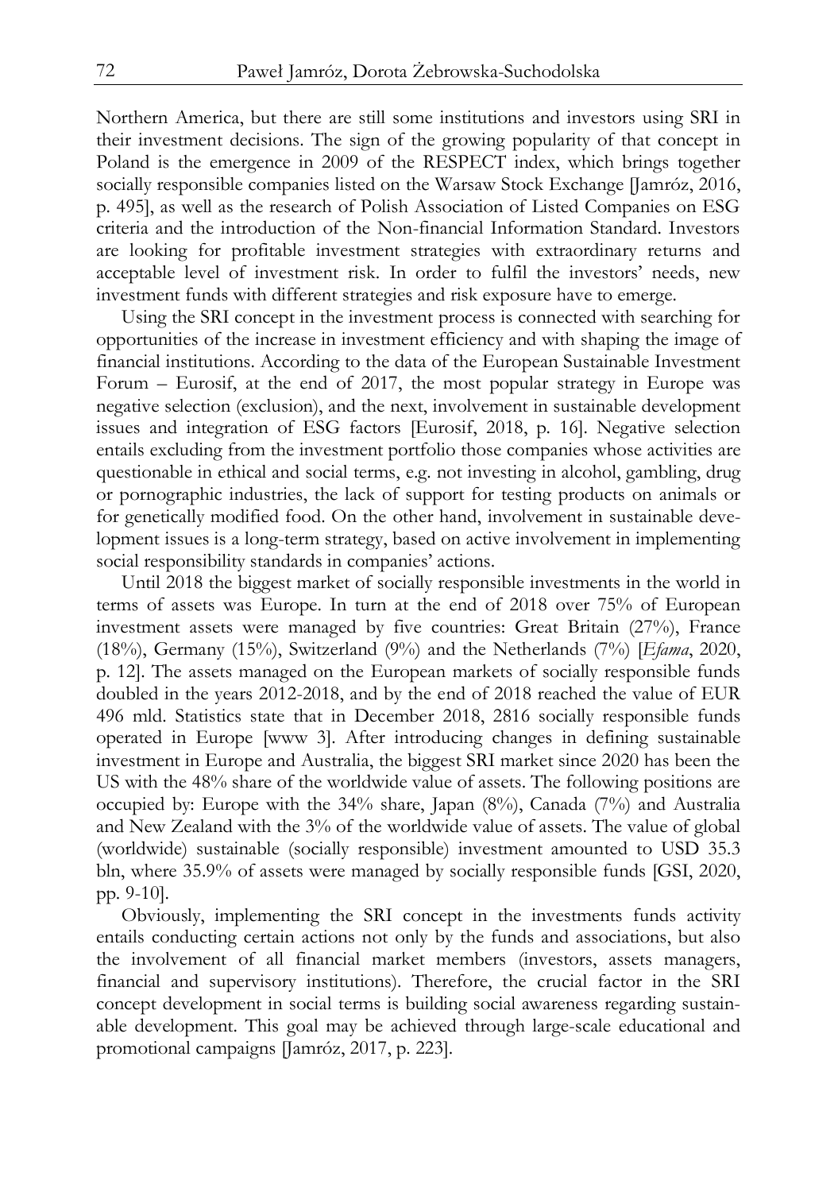Northern America, but there are still some institutions and investors using SRI in their investment decisions. The sign of the growing popularity of that concept in Poland is the emergence in 2009 of the RESPECT index, which brings together socially responsible companies listed on the Warsaw Stock Exchange [Jamróz, 2016, p. 495], as well as the research of Polish Association of Listed Companies on ESG criteria and the introduction of the Non-financial Information Standard. Investors are looking for profitable investment strategies with extraordinary returns and acceptable level of investment risk. In order to fulfil the investors' needs, new investment funds with different strategies and risk exposure have to emerge.

Using the SRI concept in the investment process is connected with searching for opportunities of the increase in investment efficiency and with shaping the image of financial institutions. According to the data of the European Sustainable Investment Forum – Eurosif, at the end of 2017, the most popular strategy in Europe was negative selection (exclusion), and the next, involvement in sustainable development issues and integration of ESG factors [Eurosif, 2018, p. 16]. Negative selection entails excluding from the investment portfolio those companies whose activities are questionable in ethical and social terms, e.g. not investing in alcohol, gambling, drug or pornographic industries, the lack of support for testing products on animals or for genetically modified food. On the other hand, involvement in sustainable development issues is a long-term strategy, based on active involvement in implementing social responsibility standards in companies' actions.

Until 2018 the biggest market of socially responsible investments in the world in terms of assets was Europe. In turn at the end of 2018 over 75% of European investment assets were managed by five countries: Great Britain (27%), France (18%), Germany (15%), Switzerland (9%) and the Netherlands (7%) [*Efama*, 2020, p. 12]. The assets managed on the European markets of socially responsible funds doubled in the years 2012-2018, and by the end of 2018 reached the value of EUR 496 mld. Statistics state that in December 2018, 2816 socially responsible funds operated in Europe [www 3]. After introducing changes in defining sustainable investment in Europe and Australia, the biggest SRI market since 2020 has been the US with the 48% share of the worldwide value of assets. The following positions are occupied by: Europe with the 34% share, Japan (8%), Canada (7%) and Australia and New Zealand with the 3% of the worldwide value of assets. The value of global (worldwide) sustainable (socially responsible) investment amounted to USD 35.3 bln, where 35.9% of assets were managed by socially responsible funds [GSI, 2020, pp. 9-10].

Obviously, implementing the SRI concept in the investments funds activity entails conducting certain actions not only by the funds and associations, but also the involvement of all financial market members (investors, assets managers, financial and supervisory institutions). Therefore, the crucial factor in the SRI concept development in social terms is building social awareness regarding sustainable development. This goal may be achieved through large-scale educational and promotional campaigns [Jamróz, 2017, p. 223].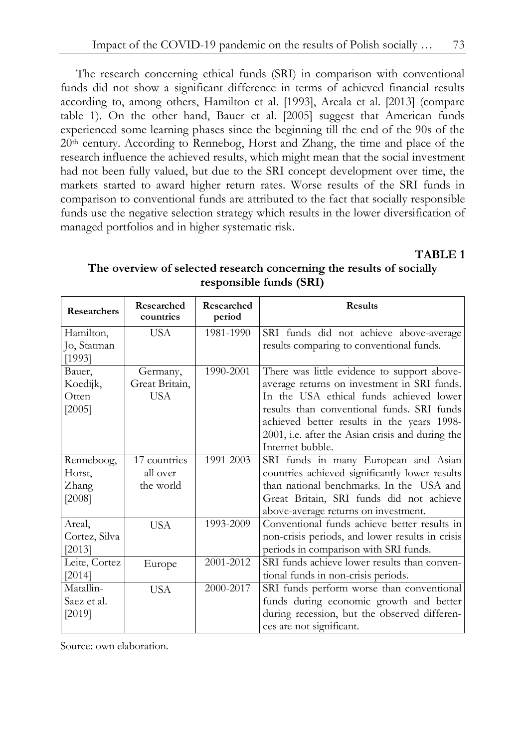The research concerning ethical funds (SRI) in comparison with conventional funds did not show a significant difference in terms of achieved financial results according to, among others, Hamilton et al. [1993], Areala et al. [2013] (compare table 1). On the other hand, Bauer et al. [2005] suggest that American funds experienced some learning phases since the beginning till the end of the 90s of the 20th century. According to Rennebog, Horst and Zhang, the time and place of the research influence the achieved results, which might mean that the social investment had not been fully valued, but due to the SRI concept development over time, the markets started to award higher return rates. Worse results of the SRI funds in comparison to conventional funds are attributed to the fact that socially responsible funds use the negative selection strategy which results in the lower diversification of managed portfolios and in higher systematic risk.

**TABLE 1**

**The overview of selected research concerning the results of socially responsible funds (SRI)**

| Researchers | Researched countries | Researched period | Results |
|---|---|---|---|
| Hamilton, Jo, Statman [1993] | USA | 1981-1990 | SRI funds did not achieve above-average results comparing to conventional funds. |
| Bauer, Koedijk, Otten [2005] | Germany, Great Britain, USA | 1990-2001 | There was little evidence to support above-average returns on investment in SRI funds. In the USA ethical funds achieved lower results than conventional funds. SRI funds achieved better results in the years 1998-2001, i.e. after the Asian crisis and during the Internet bubble. |
| Renneboog, Horst, Zhang [2008] | 17 countries all over the world | 1991-2003 | SRI funds in many European and Asian countries achieved significantly lower results than national benchmarks. In the USA and Great Britain, SRI funds did not achieve above-average returns on investment. |
| Areal, Cortez, Silva [2013] | USA | 1993-2009 | Conventional funds achieve better results in non-crisis periods, and lower results in crisis periods in comparison with SRI funds. |
| Leite, Cortez [2014] | Europe | 2001-2012 | SRI funds achieve lower results than conventional funds in non-crisis periods. |
| Matallin-Saez et al. [2019] | USA | 2000-2017 | SRI funds perform worse than conventional funds during economic growth and better during recession, but the observed differences are not significant. |

Source: own elaboration.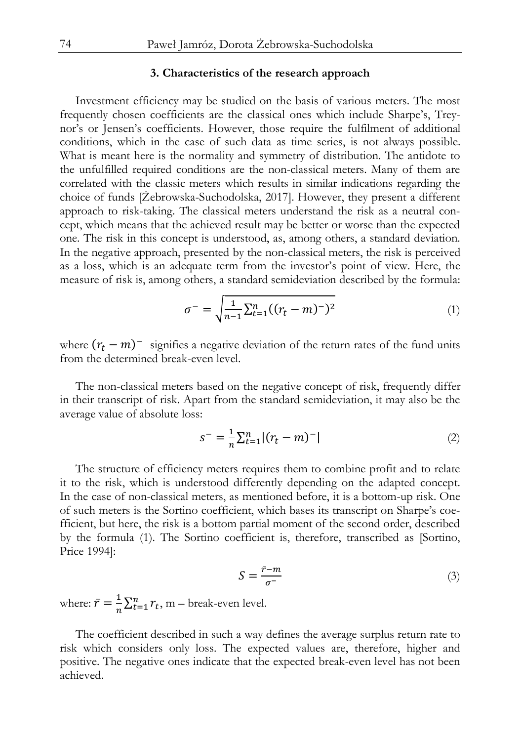### 3. Characteristics of the research approach

Investment efficiency may be studied on the basis of various meters. The most frequently chosen coefficients are the classical ones which include Sharpe's, Treynor's or Jensen's coefficients. However, those require the fulfilment of additional conditions, which in the case of such data as time series, is not always possible. What is meant here is the normality and symmetry of distribution. The antidote to the unfulfilled required conditions are the non-classical meters. Many of them are correlated with the classic meters which results in similar indications regarding the choice of funds [Żebrowska-Suchodolska, 2017]. However, they present a different approach to risk-taking. The classical meters understand the risk as a neutral concept, which means that the achieved result may be better or worse than the expected one. The risk in this concept is understood, as, among others, a standard deviation. In the negative approach, presented by the non-classical meters, the risk is perceived as a loss, which is an adequate term from the investor's point of view. Here, the measure of risk is, among others, a standard semideviation described by the formula:

$$\sigma^{-} = \sqrt{\frac{1}{n-1}\sum_{t=1}^{n}((r_t - m)^{-})^2} \tag{1}$$

where $(r_t - m)^{-}$ signifies a negative deviation of the return rates of the fund units from the determined break-even level.

The non-classical meters based on the negative concept of risk, frequently differ in their transcript of risk. Apart from the standard semideviation, it may also be the average value of absolute loss:

$$s^{-} = \frac{1}{n}\sum_{t=1}^{n}|(r_t - m)^{-}| \tag{2}$$

The structure of efficiency meters requires them to combine profit and to relate it to the risk, which is understood differently depending on the adapted concept. In the case of non-classical meters, as mentioned before, it is a bottom-up risk. One of such meters is the Sortino coefficient, which bases its transcript on Sharpe's coefficient, but here, the risk is a bottom partial moment of the second order, described by the formula (1). The Sortino coefficient is, therefore, transcribed as [Sortino, Price 1994]:

$$S = \frac{\bar{r} - m}{\sigma^{-}} \tag{3}$$

where: $\bar{r} = \frac{1}{n}\sum_{t=1}^{n} r_t$, m – break-even level.

The coefficient described in such a way defines the average surplus return rate to risk which considers only loss. The expected values are, therefore, higher and positive. The negative ones indicate that the expected break-even level has not been achieved.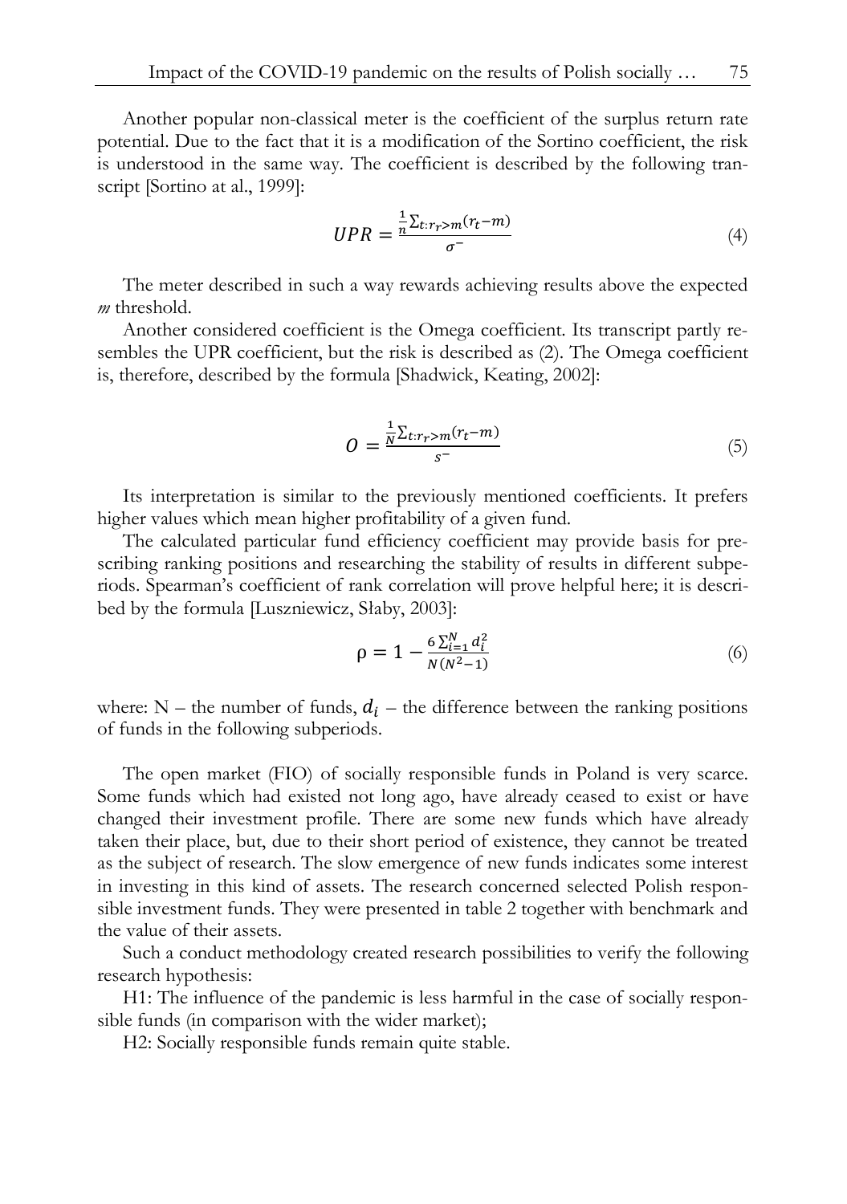Another popular non-classical meter is the coefficient of the surplus return rate potential. Due to the fact that it is a modification of the Sortino coefficient, the risk is understood in the same way. The coefficient is described by the following transcript [Sortino at al., 1999]:

$$UPR = \frac{\frac{1}{n}\sum_{t:r_r>m}(r_t - m)}{\sigma^-} \tag{4}$$

The meter described in such a way rewards achieving results above the expected *m* threshold.

Another considered coefficient is the Omega coefficient. Its transcript partly resembles the UPR coefficient, but the risk is described as (2). The Omega coefficient is, therefore, described by the formula [Shadwick, Keating, 2002]:

$$O = \frac{\frac{1}{N}\sum_{t:r_r>m}(r_t - m)}{s^-} \tag{5}$$

Its interpretation is similar to the previously mentioned coefficients. It prefers higher values which mean higher profitability of a given fund.

The calculated particular fund efficiency coefficient may provide basis for prescribing ranking positions and researching the stability of results in different subperiods. Spearman's coefficient of rank correlation will prove helpful here; it is described by the formula [Luszniewicz, Słaby, 2003]:

$$\rho = 1 - \frac{6\sum_{i=1}^{N} d_i^2}{N(N^2 - 1)} \tag{6}$$

where: N – the number of funds, $d_i$ – the difference between the ranking positions of funds in the following subperiods.

The open market (FIO) of socially responsible funds in Poland is very scarce. Some funds which had existed not long ago, have already ceased to exist or have changed their investment profile. There are some new funds which have already taken their place, but, due to their short period of existence, they cannot be treated as the subject of research. The slow emergence of new funds indicates some interest in investing in this kind of assets. The research concerned selected Polish responsible investment funds. They were presented in table 2 together with benchmark and the value of their assets.

Such a conduct methodology created research possibilities to verify the following research hypothesis:

H1: The influence of the pandemic is less harmful in the case of socially responsible funds (in comparison with the wider market);

H2: Socially responsible funds remain quite stable.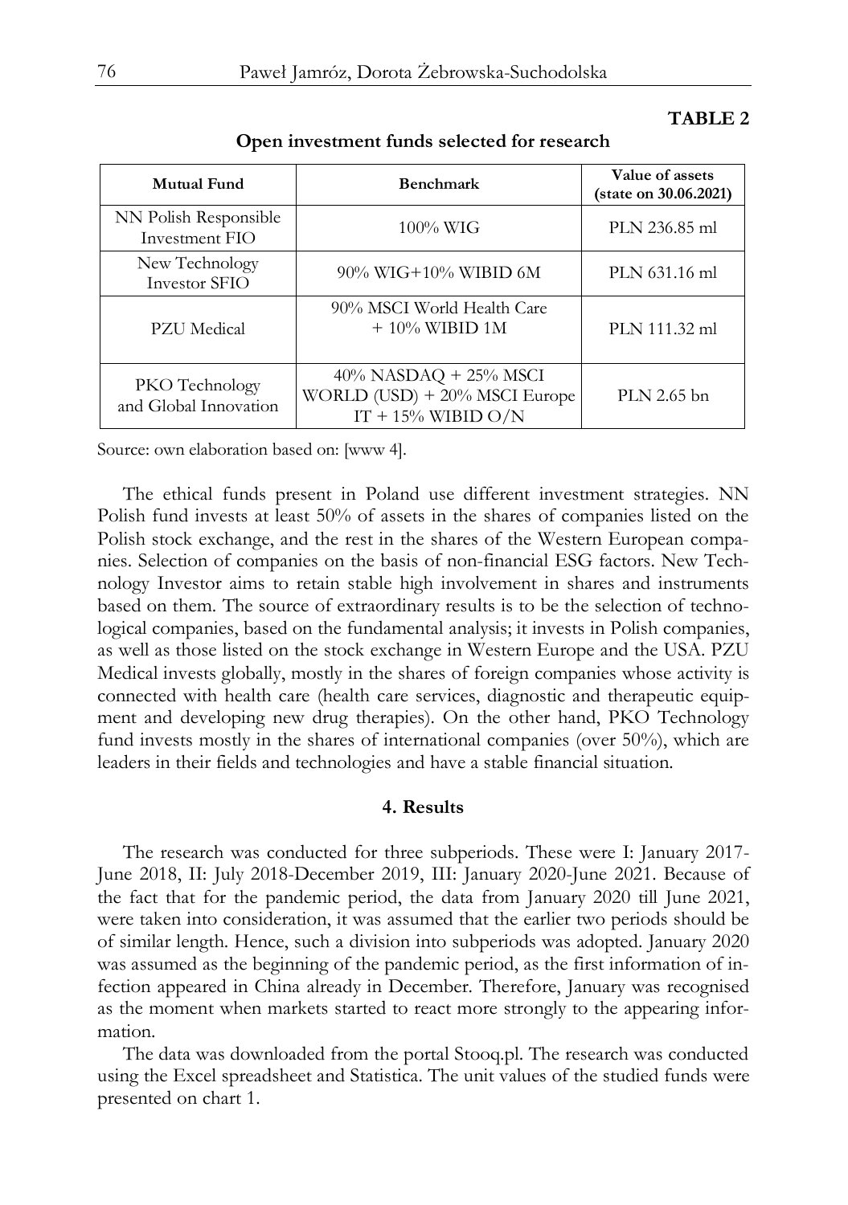**TABLE 2**

**Open investment funds selected for research**

| Mutual Fund | Benchmark | Value of assets (state on 30.06.2021) |
|---|---|---|
| NN Polish Responsible Investment FIO | 100% WIG | PLN 236.85 ml |
| New Technology Investor SFIO | 90% WIG+10% WIBID 6M | PLN 631.16 ml |
| PZU Medical | 90% MSCI World Health Care + 10% WIBID 1M | PLN 111.32 ml |
| PKO Technology and Global Innovation | 40% NASDAQ + 25% MSCI WORLD (USD) + 20% MSCI Europe IT + 15% WIBID O/N | PLN 2.65 bn |

Source: own elaboration based on: [www 4].

The ethical funds present in Poland use different investment strategies. NN Polish fund invests at least 50% of assets in the shares of companies listed on the Polish stock exchange, and the rest in the shares of the Western European companies. Selection of companies on the basis of non-financial ESG factors. New Technology Investor aims to retain stable high involvement in shares and instruments based on them. The source of extraordinary results is to be the selection of technological companies, based on the fundamental analysis; it invests in Polish companies, as well as those listed on the stock exchange in Western Europe and the USA. PZU Medical invests globally, mostly in the shares of foreign companies whose activity is connected with health care (health care services, diagnostic and therapeutic equipment and developing new drug therapies). On the other hand, PKO Technology fund invests mostly in the shares of international companies (over 50%), which are leaders in their fields and technologies and have a stable financial situation.

## 4. Results

The research was conducted for three subperiods. These were I: January 2017-June 2018, II: July 2018-December 2019, III: January 2020-June 2021. Because of the fact that for the pandemic period, the data from January 2020 till June 2021, were taken into consideration, it was assumed that the earlier two periods should be of similar length. Hence, such a division into subperiods was adopted. January 2020 was assumed as the beginning of the pandemic period, as the first information of infection appeared in China already in December. Therefore, January was recognised as the moment when markets started to react more strongly to the appearing information.

The data was downloaded from the portal Stooq.pl. The research was conducted using the Excel spreadsheet and Statistica. The unit values of the studied funds were presented on chart 1.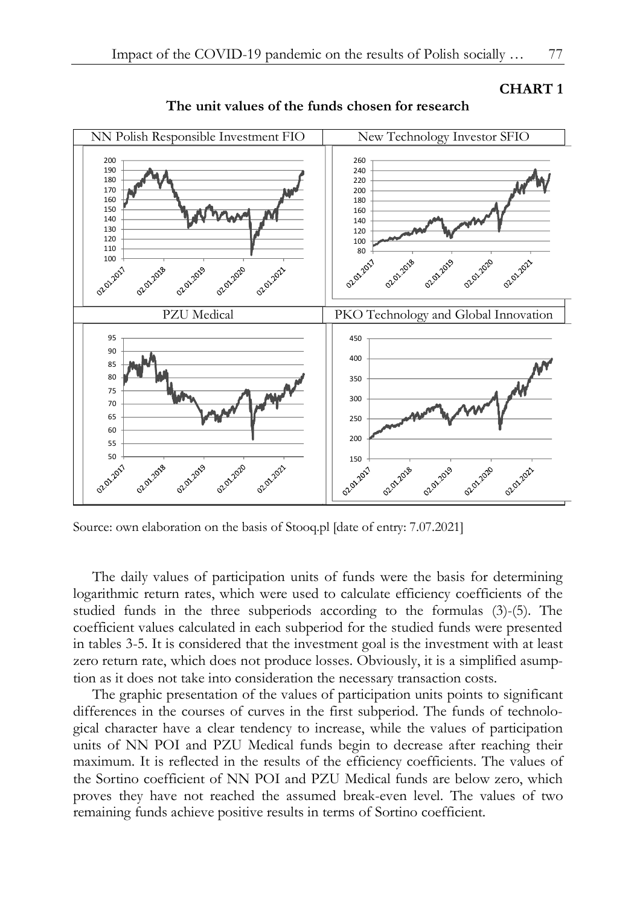**CHART 1**

**The unit values of the funds chosen for research**

| NN Polish Responsible Investment FIO | New Technology Investor SFIO |
|---|---|
| PZU Medical | PKO Technology and Global Innovation |

Source: own elaboration on the basis of Stooq.pl [date of entry: 7.07.2021]

The daily values of participation units of funds were the basis for determining logarithmic return rates, which were used to calculate efficiency coefficients of the studied funds in the three subperiods according to the formulas (3)-(5). The coefficient values calculated in each subperiod for the studied funds were presented in tables 3-5. It is considered that the investment goal is the investment with at least zero return rate, which does not produce losses. Obviously, it is a simplified asumption as it does not take into consideration the necessary transaction costs.

The graphic presentation of the values of participation units points to significant differences in the courses of curves in the first subperiod. The funds of technological character have a clear tendency to increase, while the values of participation units of NN POI and PZU Medical funds begin to decrease after reaching their maximum. It is reflected in the results of the efficiency coefficients. The values of the Sortino coefficient of NN POI and PZU Medical funds are below zero, which proves they have not reached the assumed break-even level. The values of two remaining funds achieve positive results in terms of Sortino coefficient.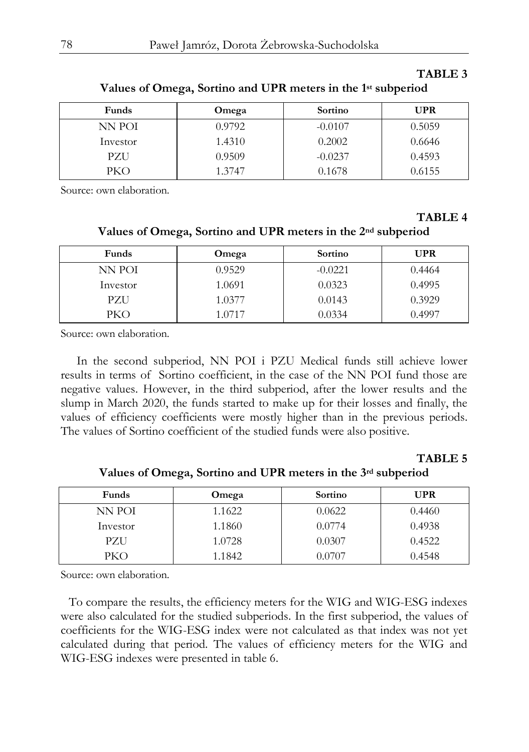**TABLE 3**

**Values of Omega, Sortino and UPR meters in the 1st subperiod**

| Funds | Omega | Sortino | UPR |
|---|---|---|---|
| NN POI | 0.9792 | -0.0107 | 0.5059 |
| Investor | 1.4310 | 0.2002 | 0.6646 |
| PZU | 0.9509 | -0.0237 | 0.4593 |
| PKO | 1.3747 | 0.1678 | 0.6155 |

Source: own elaboration.

**TABLE 4**

**Values of Omega, Sortino and UPR meters in the 2nd subperiod**

| Funds | Omega | Sortino | UPR |
|---|---|---|---|
| NN POI | 0.9529 | -0.0221 | 0.4464 |
| Investor | 1.0691 | 0.0323 | 0.4995 |
| PZU | 1.0377 | 0.0143 | 0.3929 |
| PKO | 1.0717 | 0.0334 | 0.4997 |

Source: own elaboration.

In the second subperiod, NN POI i PZU Medical funds still achieve lower results in terms of Sortino coefficient, in the case of the NN POI fund those are negative values. However, in the third subperiod, after the lower results and the slump in March 2020, the funds started to make up for their losses and finally, the values of efficiency coefficients were mostly higher than in the previous periods. The values of Sortino coefficient of the studied funds were also positive.

**TABLE 5**

**Values of Omega, Sortino and UPR meters in the 3rd subperiod**

| Funds | Omega | Sortino | UPR |
|---|---|---|---|
| NN POI | 1.1622 | 0.0622 | 0.4460 |
| Investor | 1.1860 | 0.0774 | 0.4938 |
| PZU | 1.0728 | 0.0307 | 0.4522 |
| PKO | 1.1842 | 0.0707 | 0.4548 |

Source: own elaboration.

To compare the results, the efficiency meters for the WIG and WIG-ESG indexes were also calculated for the studied subperiods. In the first subperiod, the values of coefficients for the WIG-ESG index were not calculated as that index was not yet calculated during that period. The values of efficiency meters for the WIG and WIG-ESG indexes were presented in table 6.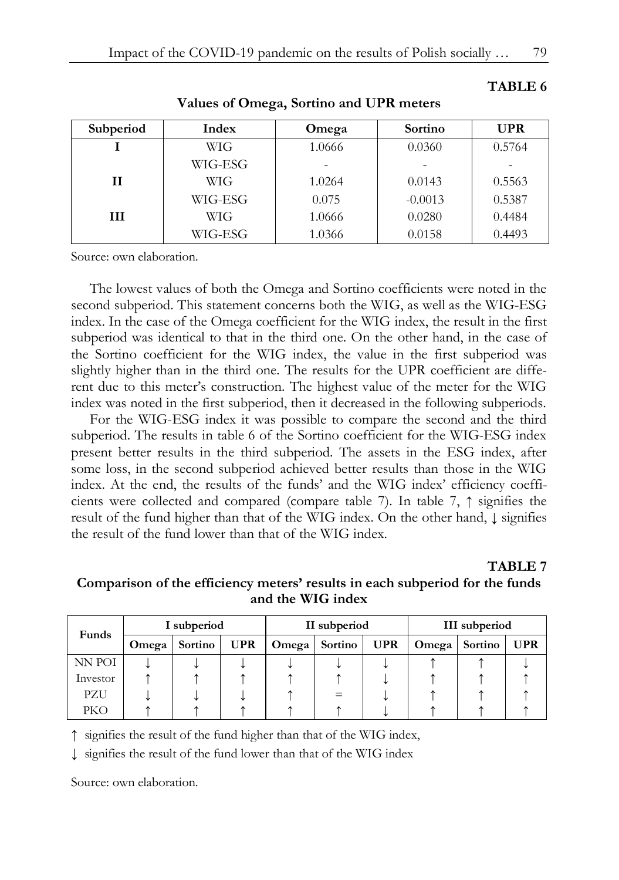**TABLE 6**

**Values of Omega, Sortino and UPR meters**

| Subperiod | Index | Omega | Sortino | UPR |
|---|---|---|---|---|
| **I** | WIG | 1.0666 | 0.0360 | 0.5764 |
| | WIG-ESG | - | - | - |
| **II** | WIG | 1.0264 | 0.0143 | 0.5563 |
| | WIG-ESG | 0.075 | -0.0013 | 0.5387 |
| **III** | WIG | 1.0666 | 0.0280 | 0.4484 |
| | WIG-ESG | 1.0366 | 0.0158 | 0.4493 |

Source: own elaboration.

The lowest values of both the Omega and Sortino coefficients were noted in the second subperiod. This statement concerns both the WIG, as well as the WIG-ESG index. In the case of the Omega coefficient for the WIG index, the result in the first subperiod was identical to that in the third one. On the other hand, in the case of the Sortino coefficient for the WIG index, the value in the first subperiod was slightly higher than in the third one. The results for the UPR coefficient are different due to this meter's construction. The highest value of the meter for the WIG index was noted in the first subperiod, then it decreased in the following subperiods.

For the WIG-ESG index it was possible to compare the second and the third subperiod. The results in table 6 of the Sortino coefficient for the WIG-ESG index present better results in the third subperiod. The assets in the ESG index, after some loss, in the second subperiod achieved better results than those in the WIG index. At the end, the results of the funds' and the WIG index' efficiency coefficients were collected and compared (compare table 7). In table 7, ↑ signifies the result of the fund higher than that of the WIG index. On the other hand, ↓ signifies the result of the fund lower than that of the WIG index.

**TABLE 7**

**Comparison of the efficiency meters' results in each subperiod for the funds and the WIG index**

| Funds | I subperiod | | | II subperiod | | | III subperiod | | |
|---|---|---|---|---|---|---|---|---|---|
| | Omega | Sortino | UPR | Omega | Sortino | UPR | Omega | Sortino | UPR |
| NN POI | ↓ | ↓ | ↓ | ↓ | ↓ | ↓ | ↑ | ↑ | ↓ |
| Investor | ↑ | ↑ | ↑ | ↑ | ↑ | ↓ | ↑ | ↑ | ↑ |
| PZU | ↓ | ↓ | ↓ | ↑ | = | ↓ | ↑ | ↑ | ↑ |
| PKO | ↑ | ↑ | ↑ | ↑ | ↑ | ↓ | ↑ | ↑ | ↑ |

↑ signifies the result of the fund higher than that of the WIG index,

↓ signifies the result of the fund lower than that of the WIG index

Source: own elaboration.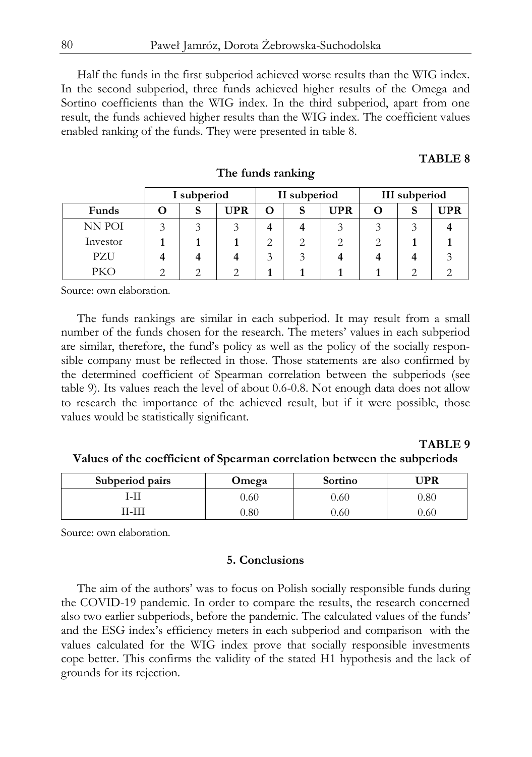Half the funds in the first subperiod achieved worse results than the WIG index. In the second subperiod, three funds achieved higher results of the Omega and Sortino coefficients than the WIG index. In the third subperiod, apart from one result, the funds achieved higher results than the WIG index. The coefficient values enabled ranking of the funds. They were presented in table 8.

**TABLE 8**

**The funds ranking**

| | I subperiod | | | II subperiod | | | III subperiod | | |
|---|---|---|---|---|---|---|---|---|---|
| **Funds** | **O** | **S** | **UPR** | **O** | **S** | **UPR** | **O** | **S** | **UPR** |
| NN POI | 3 | 3 | 3 | **4** | **4** | 3 | 3 | 3 | **4** |
| Investor | **1** | **1** | **1** | 2 | 2 | 2 | 2 | **1** | **1** |
| PZU | **4** | **4** | **4** | 3 | 3 | **4** | **4** | **4** | 3 |
| PKO | 2 | 2 | 2 | **1** | **1** | **1** | **1** | 2 | 2 |

Source: own elaboration.

The funds rankings are similar in each subperiod. It may result from a small number of the funds chosen for the research. The meters' values in each subperiod are similar, therefore, the fund's policy as well as the policy of the socially responsible company must be reflected in those. Those statements are also confirmed by the determined coefficient of Spearman correlation between the subperiods (see table 9). Its values reach the level of about 0.6-0.8. Not enough data does not allow to research the importance of the achieved result, but if it were possible, those values would be statistically significant.

**TABLE 9**

**Values of the coefficient of Spearman correlation between the subperiods**

| Subperiod pairs | Omega | Sortino | UPR |
|---|---|---|---|
| I-II | 0.60 | 0.60 | 0.80 |
| II-III | 0.80 | 0.60 | 0.60 |

Source: own elaboration.

## 5. Conclusions

The aim of the authors' was to focus on Polish socially responsible funds during the COVID-19 pandemic. In order to compare the results, the research concerned also two earlier subperiods, before the pandemic. The calculated values of the funds' and the ESG index's efficiency meters in each subperiod and comparison with the values calculated for the WIG index prove that socially responsible investments cope better. This confirms the validity of the stated H1 hypothesis and the lack of grounds for its rejection.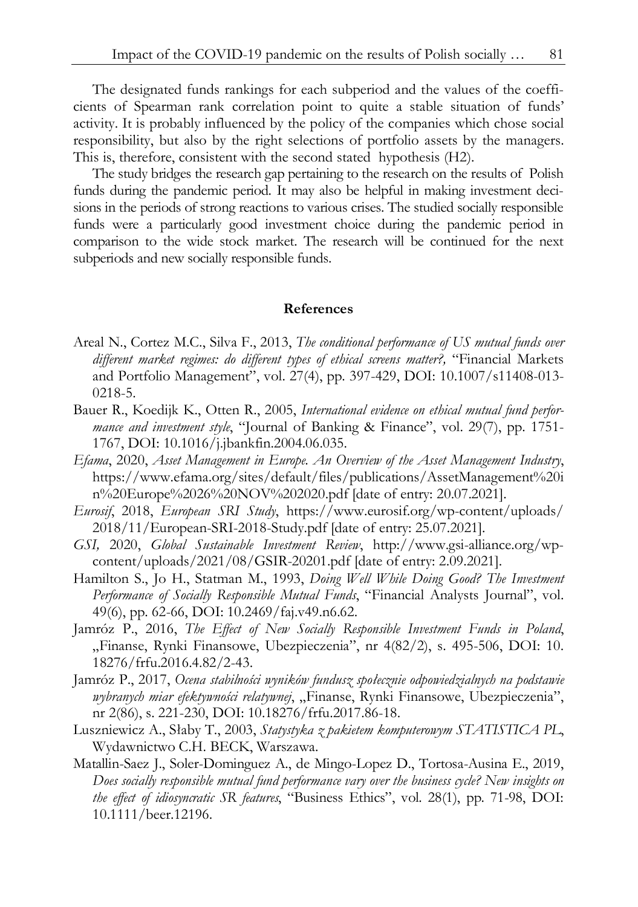The designated funds rankings for each subperiod and the values of the coefficients of Spearman rank correlation point to quite a stable situation of funds' activity. It is probably influenced by the policy of the companies which chose social responsibility, but also by the right selections of portfolio assets by the managers. This is, therefore, consistent with the second stated hypothesis (H2).

The study bridges the research gap pertaining to the research on the results of Polish funds during the pandemic period. It may also be helpful in making investment decisions in the periods of strong reactions to various crises. The studied socially responsible funds were a particularly good investment choice during the pandemic period in comparison to the wide stock market. The research will be continued for the next subperiods and new socially responsible funds.

## References

Areal N., Cortez M.C., Silva F., 2013, *The conditional performance of US mutual funds over different market regimes: do different types of ethical screens matter?,* "Financial Markets and Portfolio Management", vol. 27(4), pp. 397-429, DOI: 10.1007/s11408-013-0218-5.

Bauer R., Koedijk K., Otten R., 2005, *International evidence on ethical mutual fund performance and investment style*, "Journal of Banking & Finance", vol. 29(7), pp. 1751-1767, DOI: 10.1016/j.jbankfin.2004.06.035.

*Efama*, 2020, *Asset Management in Europe. An Overview of the Asset Management Industry*, https://www.efama.org/sites/default/files/publications/AssetManagement%20in%20Europe%2026%20NOV%202020.pdf [date of entry: 20.07.2021].

*Eurosif*, 2018, *European SRI Study*, https://www.eurosif.org/wp-content/uploads/2018/11/European-SRI-2018-Study.pdf [date of entry: 25.07.2021].

*GSI,* 2020, *Global Sustainable Investment Review*, http://www.gsi-alliance.org/wp-content/uploads/2021/08/GSIR-20201.pdf [date of entry: 2.09.2021].

Hamilton S., Jo H., Statman M., 1993, *Doing Well While Doing Good? The Investment Performance of Socially Responsible Mutual Funds*, "Financial Analysts Journal", vol. 49(6), pp. 62-66, DOI: 10.2469/faj.v49.n6.62.

Jamróz P., 2016, *The Effect of New Socially Responsible Investment Funds in Poland*, „Finanse, Rynki Finansowe, Ubezpieczenia", nr 4(82/2), s. 495-506, DOI: 10.18276/frfu.2016.4.82/2-43.

Jamróz P., 2017, *Ocena stabilności wyników fundusz społecznie odpowiedzialnych na podstawie wybranych miar efektywności relatywnej*, „Finanse, Rynki Finansowe, Ubezpieczenia", nr 2(86), s. 221-230, DOI: 10.18276/frfu.2017.86-18.

Luszniewicz A., Słaby T., 2003, *Statystyka z pakietem komputerowym STATISTICA PL*, Wydawnictwo C.H. BECK, Warszawa.

Matallin-Saez J., Soler-Dominguez A., de Mingo-Lopez D., Tortosa-Ausina E., 2019, *Does socially responsible mutual fund performance vary over the business cycle? New insights on the effect of idiosyncratic SR features*, "Business Ethics", vol. 28(1), pp. 71-98, DOI: 10.1111/beer.12196.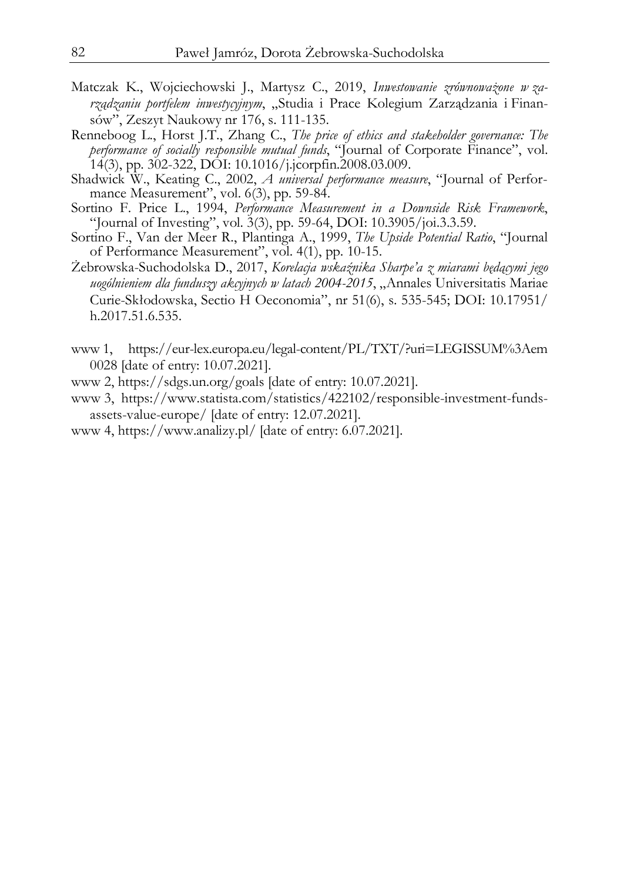Matczak K., Wojciechowski J., Martysz C., 2019, *Inwestowanie zrównoważone w zarządzaniu portfelem inwestycyjnym*, „Studia i Prace Kolegium Zarządzania i Finansów", Zeszyt Naukowy nr 176, s. 111-135.

Renneboog L., Horst J.T., Zhang C., *The price of ethics and stakeholder governance: The performance of socially responsible mutual funds*, "Journal of Corporate Finance", vol. 14(3), pp. 302-322, DOI: 10.1016/j.jcorpfin.2008.03.009.

Shadwick W., Keating C., 2002, *A universal performance measure*, "Journal of Performance Measurement", vol. 6(3), pp. 59-84.

Sortino F. Price L., 1994, *Performance Measurement in a Downside Risk Framework*, "Journal of Investing", vol. 3(3), pp. 59-64, DOI: 10.3905/joi.3.3.59.

Sortino F., Van der Meer R., Plantinga A., 1999, *The Upside Potential Ratio*, "Journal of Performance Measurement", vol. 4(1), pp. 10-15.

Żebrowska-Suchodolska D., 2017, *Korelacja wskaźnika Sharpe'a z miarami będącymi jego uogólnieniem dla funduszy akcyjnych w latach 2004-2015*, „Annales Universitatis Mariae Curie-Skłodowska, Sectio H Oeconomia", nr 51(6), s. 535-545; DOI: 10.17951/h.2017.51.6.535.

www 1, https://eur-lex.europa.eu/legal-content/PL/TXT/?uri=LEGISSUM%3Aem0028 [date of entry: 10.07.2021].

www 2, https://sdgs.un.org/goals [date of entry: 10.07.2021].

www 3, https://www.statista.com/statistics/422102/responsible-investment-funds-assets-value-europe/ [date of entry: 12.07.2021].

www 4, https://www.analizy.pl/ [date of entry: 6.07.2021].